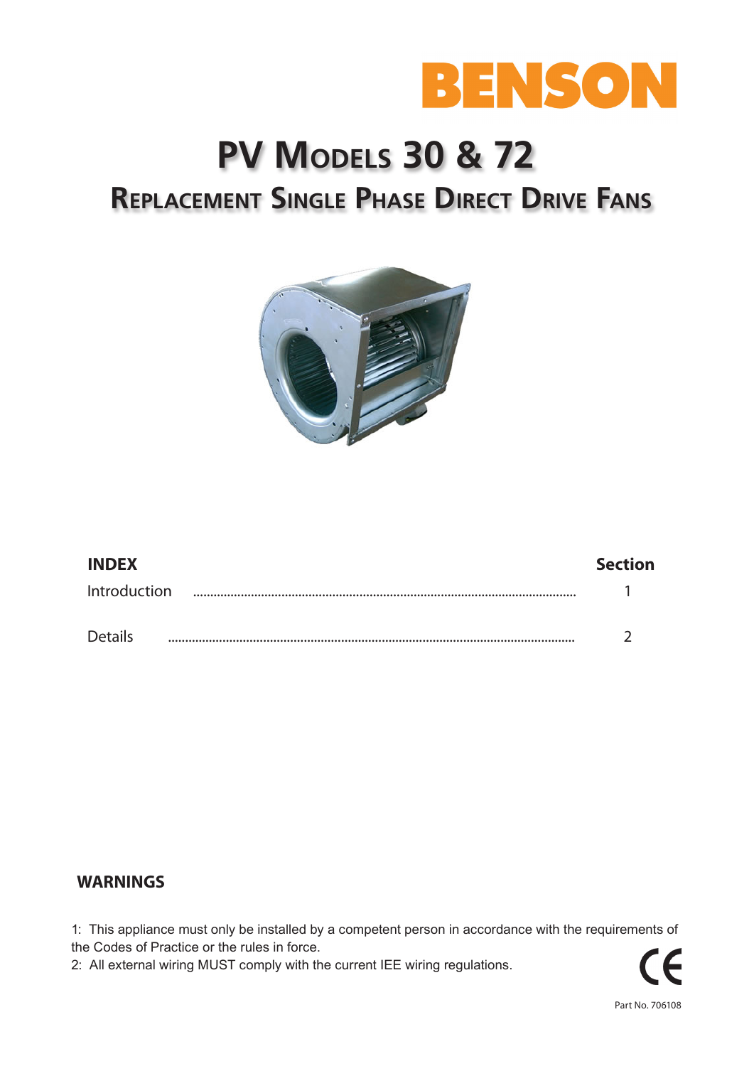BENSON

# PV Models 30 & 72

## Replacement Single Phase Direct Drive Fans

| **INDEX** | **Section** |
|---|---|
| Introduction | 1 |
| Details | 2 |

**WARNINGS**

1: This appliance must only be installed by a competent person in accordance with the requirements of the Codes of Practice or the rules in force.

2: All external wiring MUST comply with the current IEE wiring regulations.

CE

Part No. 706108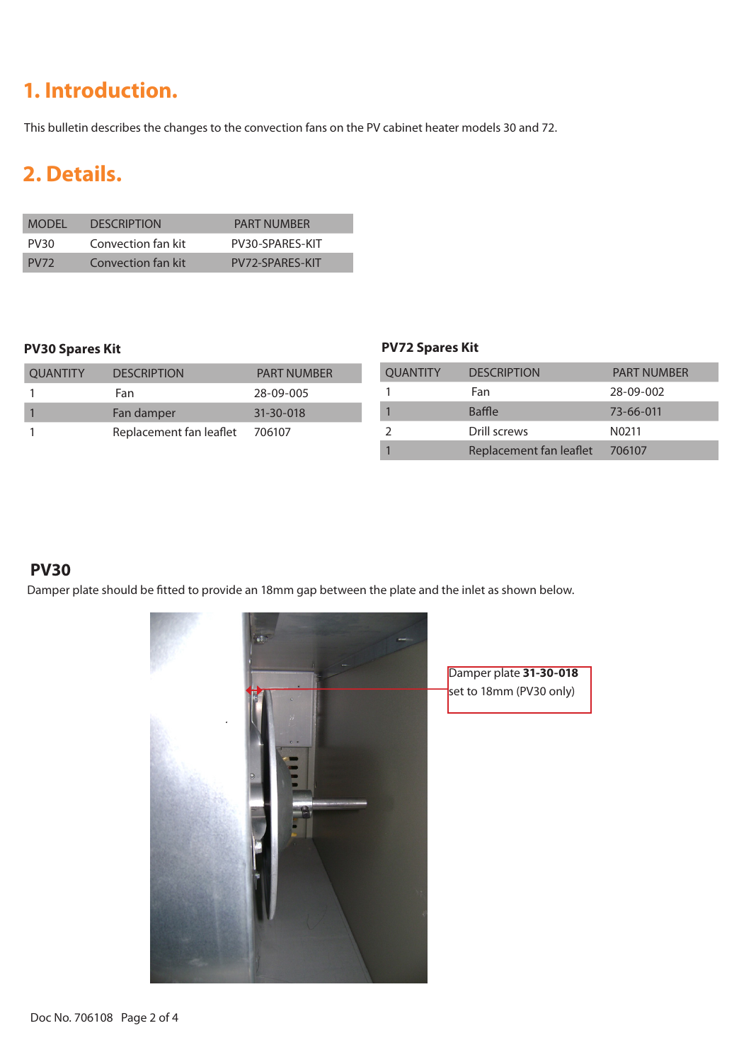# 1. Introduction.

This bulletin describes the changes to the convection fans on the PV cabinet heater models 30 and 72.

# 2. Details.

| MODEL | DESCRIPTION | PART NUMBER |
|---|---|---|
| PV30 | Convection fan kit | PV30-SPARES-KIT |
| PV72 | Convection fan kit | PV72-SPARES-KIT |

### PV30 Spares Kit

| QUANTITY | DESCRIPTION | PART NUMBER |
|---|---|---|
| 1 | Fan | 28-09-005 |
| 1 | Fan damper | 31-30-018 |
| 1 | Replacement fan leaflet | 706107 |

### PV72 Spares Kit

| QUANTITY | DESCRIPTION | PART NUMBER |
|---|---|---|
| 1 | Fan | 28-09-002 |
| 1 | Baffle | 73-66-011 |
| 2 | Drill screws | N0211 |
| 1 | Replacement fan leaflet | 706107 |

## PV30

Damper plate should be fitted to provide an 18mm gap between the plate and the inlet as shown below.

Damper plate **31-30-018** set to 18mm (PV30 only)

Doc No. 706108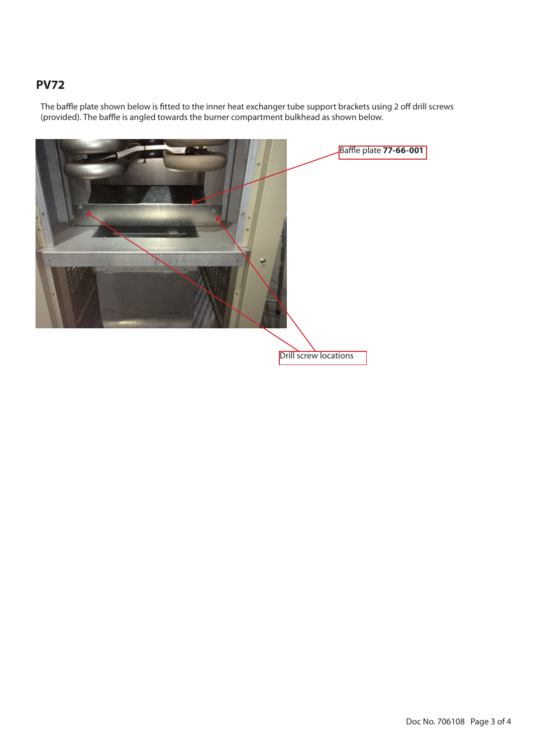## PV72

The baffle plate shown below is fitted to the inner heat exchanger tube support brackets using 2 off drill screws (provided). The baffle is angled towards the burner compartment bulkhead as shown below.

Baffle plate **77-66-001**

Drill screw locations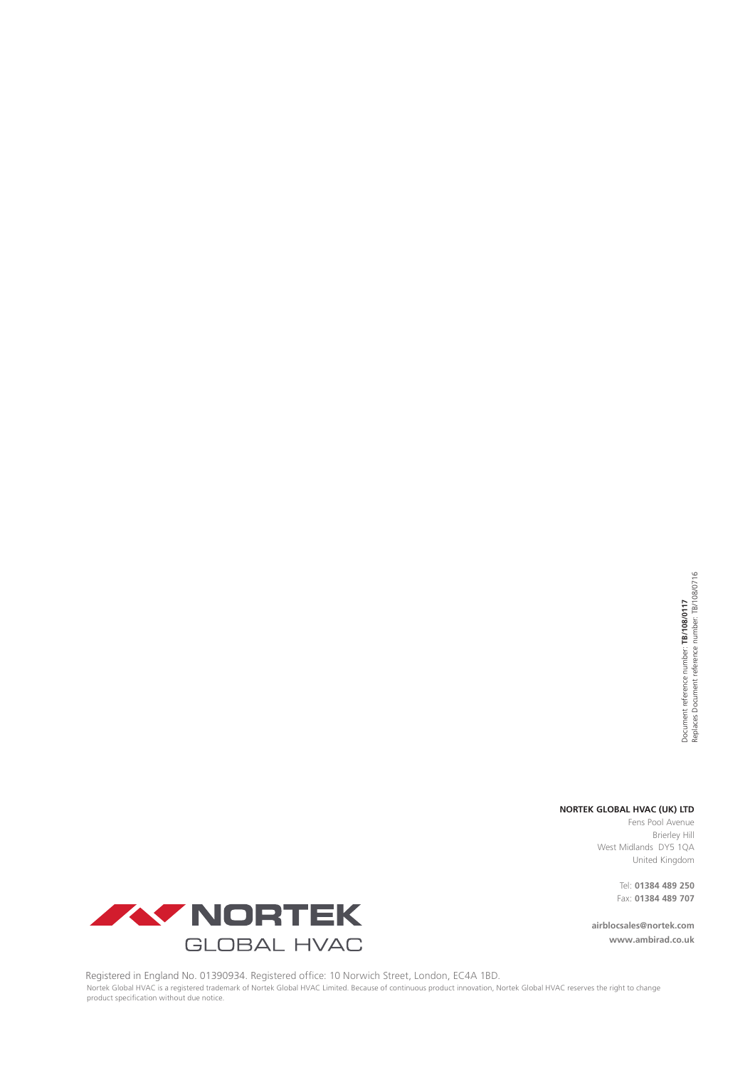Document reference number: **TB/108/0117**
Replaces Document reference number: TB/108/0716

**NORTEK GLOBAL HVAC (UK) LTD**

Fens Pool Avenue
Brierley Hill
West Midlands DY5 1QA
United Kingdom

Tel: **01384 489 250**
Fax: **01384 489 707**

**airblocsales@nortek.com**
**www.ambirad.co.uk**

NORTEK GLOBAL HVAC

Registered in England No. 01390934. Registered office: 10 Norwich Street, London, EC4A 1BD.

Nortek Global HVAC is a registered trademark of Nortek Global HVAC Limited. Because of continuous product innovation, Nortek Global HVAC reserves the right to change product specification without due notice.